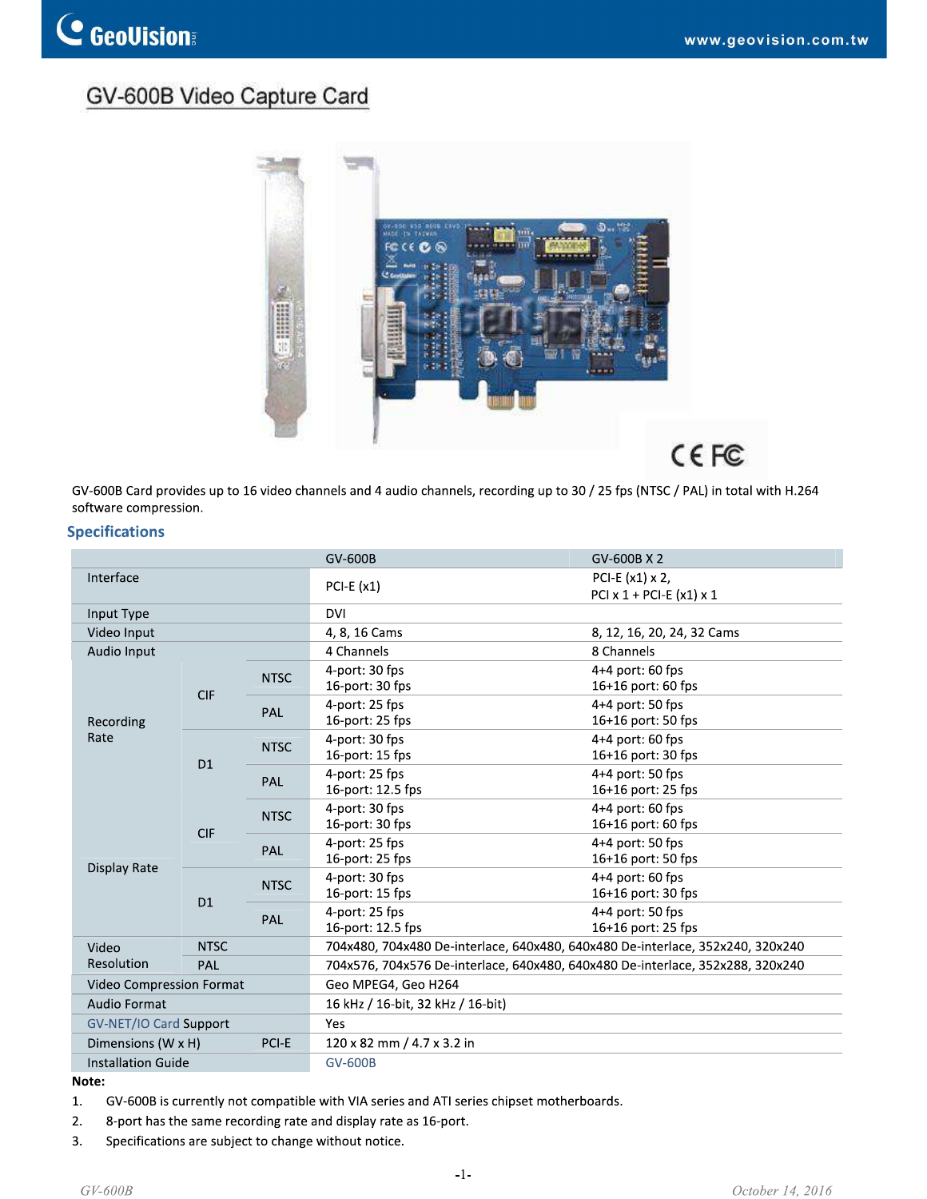# GV-600B Video Capture Card

GV-600B Card provides up to 16 video channels and 4 audio channels, recording up to 30 / 25 fps (NTSC / PAL) in total with H.264 software compression.

## Specifications

| | | | GV-600B | GV-600B X 2 |
|---|---|---|---|---|
| Interface | | | PCI-E (x1) | PCI-E (x1) x 2,<br>PCI x 1 + PCI-E (x1) x 1 |
| Input Type | | | DVI | |
| Video Input | | | 4, 8, 16 Cams | 8, 12, 16, 20, 24, 32 Cams |
| Audio Input | | | 4 Channels | 8 Channels |
| Recording Rate | CIF | NTSC | 4-port: 30 fps<br>16-port: 30 fps | 4+4 port: 60 fps<br>16+16 port: 60 fps |
| | | PAL | 4-port: 25 fps<br>16-port: 25 fps | 4+4 port: 50 fps<br>16+16 port: 50 fps |
| | D1 | NTSC | 4-port: 30 fps<br>16-port: 15 fps | 4+4 port: 60 fps<br>16+16 port: 30 fps |
| | | PAL | 4-port: 25 fps<br>16-port: 12.5 fps | 4+4 port: 50 fps<br>16+16 port: 25 fps |
| Display Rate | CIF | NTSC | 4-port: 30 fps<br>16-port: 30 fps | 4+4 port: 60 fps<br>16+16 port: 60 fps |
| | | PAL | 4-port: 25 fps<br>16-port: 25 fps | 4+4 port: 50 fps<br>16+16 port: 50 fps |
| | D1 | NTSC | 4-port: 30 fps<br>16-port: 15 fps | 4+4 port: 60 fps<br>16+16 port: 30 fps |
| | | PAL | 4-port: 25 fps<br>16-port: 12.5 fps | 4+4 port: 50 fps<br>16+16 port: 25 fps |
| Video Resolution | NTSC | | 704x480, 704x480 De-interlace, 640x480, 640x480 De-interlace, 352x240, 320x240 | |
| | PAL | | 704x576, 704x576 De-interlace, 640x480, 640x480 De-interlace, 352x288, 320x240 | |
| Video Compression Format | | | Geo MPEG4, Geo H264 | |
| Audio Format | | | 16 kHz / 16-bit, 32 kHz / 16-bit) | |
| GV-NET/IO Card Support | | | Yes | |
| Dimensions (W x H) | | PCI-E | 120 x 82 mm / 4.7 x 3.2 in | |
| Installation Guide | | | GV-600B | |

**Note:**

1. GV-600B is currently not compatible with VIA series and ATI series chipset motherboards.
2. 8-port has the same recording rate and display rate as 16-port.
3. Specifications are subject to change without notice.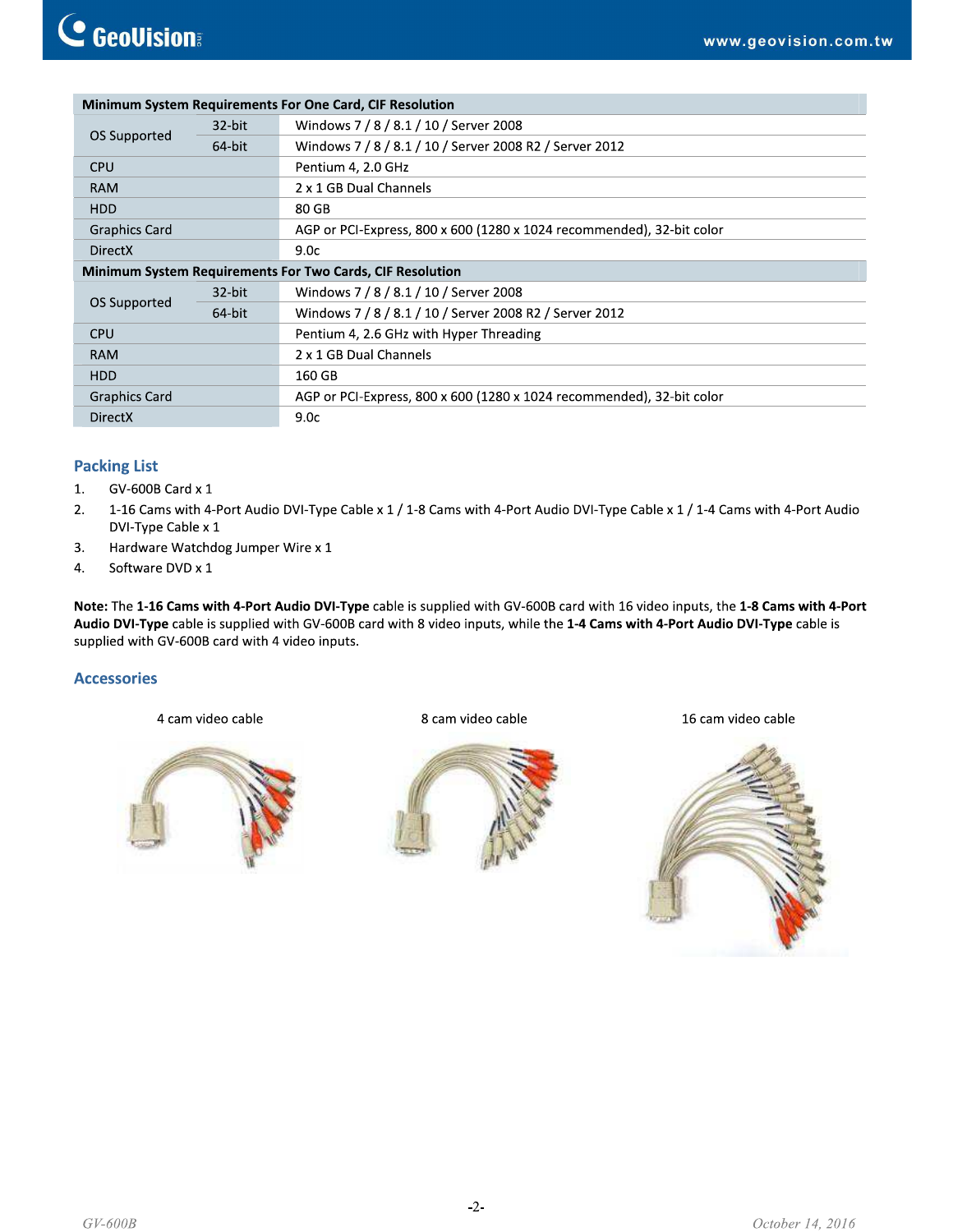| Minimum System Requirements For One Card, CIF Resolution | | |
|---|---|---|
| OS Supported | 32-bit | Windows 7 / 8 / 8.1 / 10 / Server 2008 |
| | 64-bit | Windows 7 / 8 / 8.1 / 10 / Server 2008 R2 / Server 2012 |
| CPU | | Pentium 4, 2.0 GHz |
| RAM | | 2 x 1 GB Dual Channels |
| HDD | | 80 GB |
| Graphics Card | | AGP or PCI-Express, 800 x 600 (1280 x 1024 recommended), 32-bit color |
| DirectX | | 9.0c |
| **Minimum System Requirements For Two Cards, CIF Resolution** | | |
| OS Supported | 32-bit | Windows 7 / 8 / 8.1 / 10 / Server 2008 |
| | 64-bit | Windows 7 / 8 / 8.1 / 10 / Server 2008 R2 / Server 2012 |
| CPU | | Pentium 4, 2.6 GHz with Hyper Threading |
| RAM | | 2 x 1 GB Dual Channels |
| HDD | | 160 GB |
| Graphics Card | | AGP or PCI-Express, 800 x 600 (1280 x 1024 recommended), 32-bit color |
| DirectX | | 9.0c |

## Packing List

1. GV-600B Card x 1
2. 1-16 Cams with 4-Port Audio DVI-Type Cable x 1 / 1-8 Cams with 4-Port Audio DVI-Type Cable x 1 / 1-4 Cams with 4-Port Audio DVI-Type Cable x 1
3. Hardware Watchdog Jumper Wire x 1
4. Software DVD x 1

**Note:** The **1-16 Cams with 4-Port Audio DVI-Type** cable is supplied with GV-600B card with 16 video inputs, the **1-8 Cams with 4-Port Audio DVI-Type** cable is supplied with GV-600B card with 8 video inputs, while the **1-4 Cams with 4-Port Audio DVI-Type** cable is supplied with GV-600B card with 4 video inputs.

## Accessories

4 cam video cable

8 cam video cable

16 cam video cable